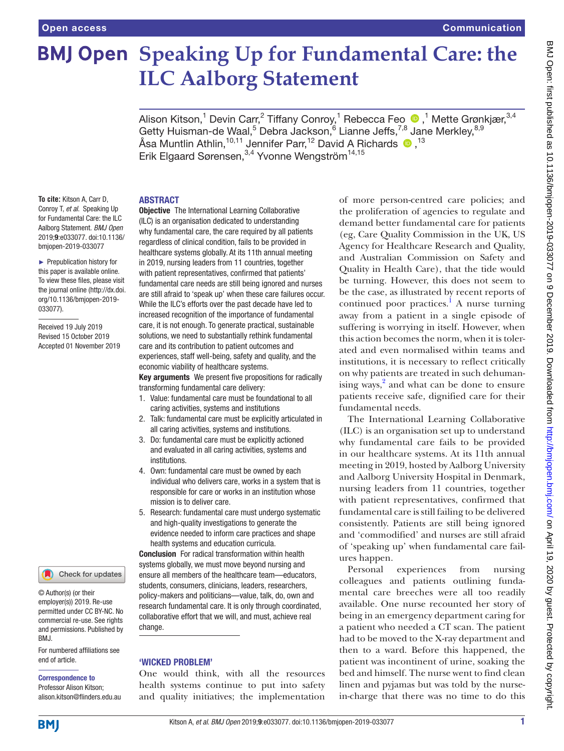# Speaking Up for Fundamental Care: the ILC Aalborg Statement

Alison Kitson,[1] Devin Carr,[2] Tiffany Conroy,[1] Rebecca Feo,[1] Mette Grønkjær,[3,4] Getty Huisman-de Waal,[5] Debra Jackson,[6] Lianne Jeffs,[7,8] Jane Merkley,[8,9] Åsa Muntlin Athlin,[10,11] Jennifer Parr,[12] David A Richards,[13] Erik Elgaard Sørensen,[3,4] Yvonne Wengström[14,15]

**To cite:** Kitson A, Carr D, Conroy T, *et al*. Speaking Up for Fundamental Care: the ILC Aalborg Statement. *BMJ Open* 2019;**9**:e033077. doi:10.1136/bmjopen-2019-033077

► Prepublication history for this paper is available online. To view these files, please visit the journal online (http://dx.doi.org/10.1136/bmjopen-2019-033077).

Received 19 July 2019
Revised 15 October 2019
Accepted 01 November 2019

© Author(s) (or their employer(s)) 2019. Re-use permitted under CC BY-NC. No commercial re-use. See rights and permissions. Published by BMJ.

For numbered affiliations see end of article.

**Correspondence to**
Professor Alison Kitson; alison.kitson@flinders.edu.au

## ABSTRACT

**Objective** The International Learning Collaborative (ILC) is an organisation dedicated to understanding why fundamental care, the care required by all patients regardless of clinical condition, fails to be provided in healthcare systems globally. At its 11th annual meeting in 2019, nursing leaders from 11 countries, together with patient representatives, confirmed that patients' fundamental care needs are still being ignored and nurses are still afraid to 'speak up' when these care failures occur. While the ILC's efforts over the past decade have led to increased recognition of the importance of fundamental care, it is not enough. To generate practical, sustainable solutions, we need to substantially rethink fundamental care and its contribution to patient outcomes and experiences, staff well-being, safety and quality, and the economic viability of healthcare systems.

**Key arguments** We present five propositions for radically transforming fundamental care delivery:

1. Value: fundamental care must be foundational to all caring activities, systems and institutions
2. Talk: fundamental care must be explicitly articulated in all caring activities, systems and institutions.
3. Do: fundamental care must be explicitly actioned and evaluated in all caring activities, systems and institutions.
4. Own: fundamental care must be owned by each individual who delivers care, works in a system that is responsible for care or works in an institution whose mission is to deliver care.
5. Research: fundamental care must undergo systematic and high-quality investigations to generate the evidence needed to inform care practices and shape health systems and education curricula.

**Conclusion** For radical transformation within health systems globally, we must move beyond nursing and ensure all members of the healthcare team—educators, students, consumers, clinicians, leaders, researchers, policy-makers and politicians—value, talk, do, own and research fundamental care. It is only through coordinated, collaborative effort that we will, and must, achieve real change.

## 'WICKED PROBLEM'

One would think, with all the resources health systems continue to put into safety and quality initiatives; the implementation of more person-centred care policies; and the proliferation of agencies to regulate and demand better fundamental care for patients (eg, Care Quality Commission in the UK, US Agency for Healthcare Research and Quality, and Australian Commission on Safety and Quality in Health Care), that the tide would be turning. However, this does not seem to be the case, as illustrated by recent reports of continued poor practices.[1] A nurse turning away from a patient in a single episode of suffering is worrying in itself. However, when this action becomes the norm, when it is tolerated and even normalised within teams and institutions, it is necessary to reflect critically on why patients are treated in such dehumanising ways,[2] and what can be done to ensure patients receive safe, dignified care for their fundamental needs.

The International Learning Collaborative (ILC) is an organisation set up to understand why fundamental care fails to be provided in our healthcare systems. At its 11th annual meeting in 2019, hosted by Aalborg University and Aalborg University Hospital in Denmark, nursing leaders from 11 countries, together with patient representatives, confirmed that fundamental care is still failing to be delivered consistently. Patients are still being ignored and 'commodified' and nurses are still afraid of 'speaking up' when fundamental care failures happen.

Personal experiences from nursing colleagues and patients outlining fundamental care breeches were all too readily available. One nurse recounted her story of being in an emergency department caring for a patient who needed a CT scan. The patient had to be moved to the X-ray department and then to a ward. Before this happened, the patient was incontinent of urine, soaking the bed and himself. The nurse went to find clean linen and pyjamas but was told by the nurse-in-charge that there was no time to do this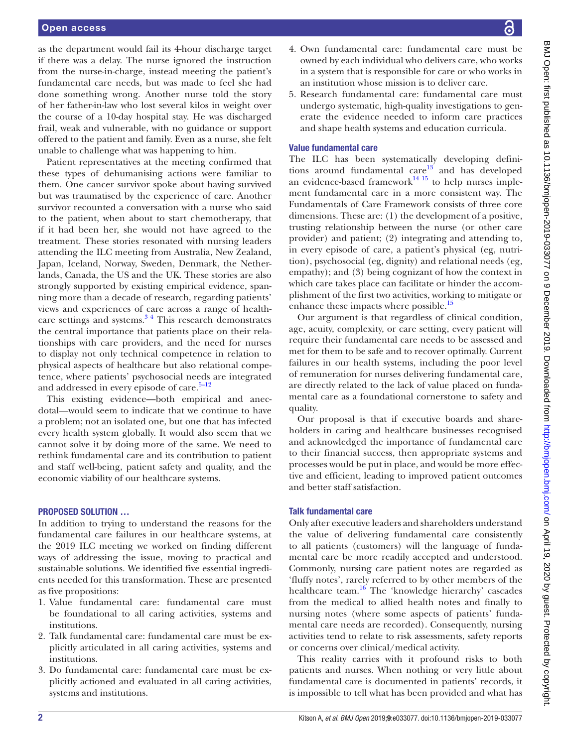as the department would fail its 4-hour discharge target if there was a delay. The nurse ignored the instruction from the nurse-in-charge, instead meeting the patient's fundamental care needs, but was made to feel she had done something wrong. Another nurse told the story of her father-in-law who lost several kilos in weight over the course of a 10-day hospital stay. He was discharged frail, weak and vulnerable, with no guidance or support offered to the patient and family. Even as a nurse, she felt unable to challenge what was happening to him.

Patient representatives at the meeting confirmed that these types of dehumanising actions were familiar to them. One cancer survivor spoke about having survived but was traumatised by the experience of care. Another survivor recounted a conversation with a nurse who said to the patient, when about to start chemotherapy, that if it had been her, she would not have agreed to the treatment. These stories resonated with nursing leaders attending the ILC meeting from Australia, New Zealand, Japan, Iceland, Norway, Sweden, Denmark, the Netherlands, Canada, the US and the UK. These stories are also strongly supported by existing empirical evidence, spanning more than a decade of research, regarding patients' views and experiences of care across a range of healthcare settings and systems.[3 4] This research demonstrates the central importance that patients place on their relationships with care providers, and the need for nurses to display not only technical competence in relation to physical aspects of healthcare but also relational competence, where patients' psychosocial needs are integrated and addressed in every episode of care.[5–12]

This existing evidence—both empirical and anecdotal—would seem to indicate that we continue to have a problem; not an isolated one, but one that has infected every health system globally. It would also seem that we cannot solve it by doing more of the same. We need to rethink fundamental care and its contribution to patient and staff well-being, patient safety and quality, and the economic viability of our healthcare systems.

## PROPOSED SOLUTION …

In addition to trying to understand the reasons for the fundamental care failures in our healthcare systems, at the 2019 ILC meeting we worked on finding different ways of addressing the issue, moving to practical and sustainable solutions. We identified five essential ingredients needed for this transformation. These are presented as five propositions:

1. Value fundamental care: fundamental care must be foundational to all caring activities, systems and institutions.
2. Talk fundamental care: fundamental care must be explicitly articulated in all caring activities, systems and institutions.
3. Do fundamental care: fundamental care must be explicitly actioned and evaluated in all caring activities, systems and institutions.
4. Own fundamental care: fundamental care must be owned by each individual who delivers care, who works in a system that is responsible for care or who works in an institution whose mission is to deliver care.
5. Research fundamental care: fundamental care must undergo systematic, high-quality investigations to generate the evidence needed to inform care practices and shape health systems and education curricula.

### Value fundamental care

The ILC has been systematically developing definitions around fundamental care[13] and has developed an evidence-based framework[14 15] to help nurses implement fundamental care in a more consistent way. The Fundamentals of Care Framework consists of three core dimensions. These are: (1) the development of a positive, trusting relationship between the nurse (or other care provider) and patient; (2) integrating and attending to, in every episode of care, a patient's physical (eg, nutrition), psychosocial (eg, dignity) and relational needs (eg, empathy); and (3) being cognizant of how the context in which care takes place can facilitate or hinder the accomplishment of the first two activities, working to mitigate or enhance these impacts where possible.[15]

Our argument is that regardless of clinical condition, age, acuity, complexity, or care setting, every patient will require their fundamental care needs to be assessed and met for them to be safe and to recover optimally. Current failures in our health systems, including the poor level of remuneration for nurses delivering fundamental care, are directly related to the lack of value placed on fundamental care as a foundational cornerstone to safety and quality.

Our proposal is that if executive boards and shareholders in caring and healthcare businesses recognised and acknowledged the importance of fundamental care to their financial success, then appropriate systems and processes would be put in place, and would be more effective and efficient, leading to improved patient outcomes and better staff satisfaction.

### Talk fundamental care

Only after executive leaders and shareholders understand the value of delivering fundamental care consistently to all patients (customers) will the language of fundamental care be more readily accepted and understood. Commonly, nursing care patient notes are regarded as 'fluffy notes', rarely referred to by other members of the healthcare team.[16] The 'knowledge hierarchy' cascades from the medical to allied health notes and finally to nursing notes (where some aspects of patients' fundamental care needs are recorded). Consequently, nursing activities tend to relate to risk assessments, safety reports or concerns over clinical/medical activity.

This reality carries with it profound risks to both patients and nurses. When nothing or very little about fundamental care is documented in patients' records, it is impossible to tell what has been provided and what has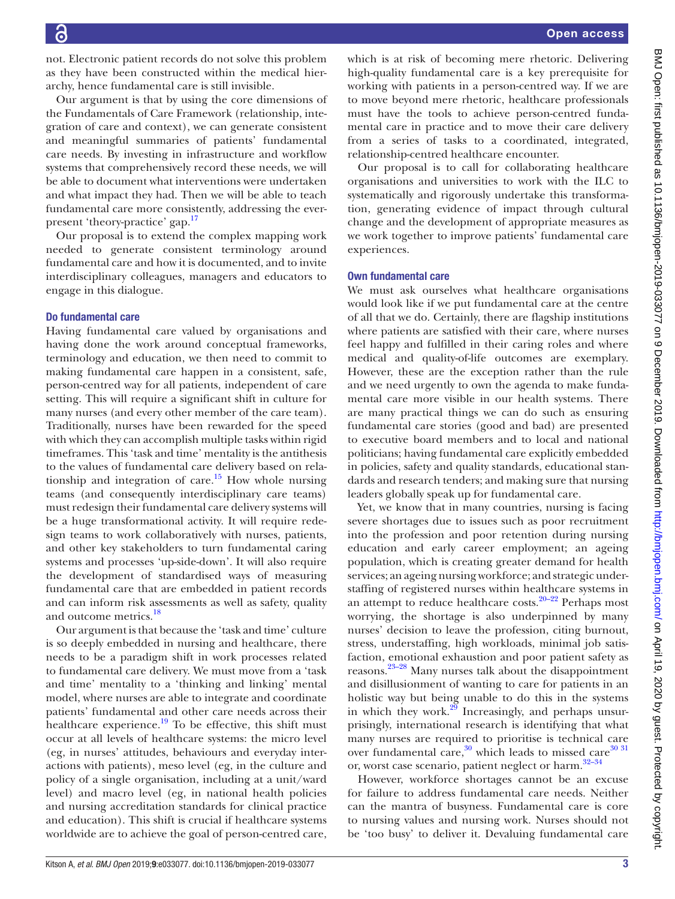not. Electronic patient records do not solve this problem as they have been constructed within the medical hierarchy, hence fundamental care is still invisible.

Our argument is that by using the core dimensions of the Fundamentals of Care Framework (relationship, integration of care and context), we can generate consistent and meaningful summaries of patients' fundamental care needs. By investing in infrastructure and workflow systems that comprehensively record these needs, we will be able to document what interventions were undertaken and what impact they had. Then we will be able to teach fundamental care more consistently, addressing the ever-present 'theory-practice' gap.[17]

Our proposal is to extend the complex mapping work needed to generate consistent terminology around fundamental care and how it is documented, and to invite interdisciplinary colleagues, managers and educators to engage in this dialogue.

### Do fundamental care

Having fundamental care valued by organisations and having done the work around conceptual frameworks, terminology and education, we then need to commit to making fundamental care happen in a consistent, safe, person-centred way for all patients, independent of care setting. This will require a significant shift in culture for many nurses (and every other member of the care team). Traditionally, nurses have been rewarded for the speed with which they can accomplish multiple tasks within rigid timeframes. This 'task and time' mentality is the antithesis to the values of fundamental care delivery based on relationship and integration of care.[15] How whole nursing teams (and consequently interdisciplinary care teams) must redesign their fundamental care delivery systems will be a huge transformational activity. It will require redesign teams to work collaboratively with nurses, patients, and other key stakeholders to turn fundamental caring systems and processes 'up-side-down'. It will also require the development of standardised ways of measuring fundamental care that are embedded in patient records and can inform risk assessments as well as safety, quality and outcome metrics.[18]

Our argument is that because the 'task and time' culture is so deeply embedded in nursing and healthcare, there needs to be a paradigm shift in work processes related to fundamental care delivery. We must move from a 'task and time' mentality to a 'thinking and linking' mental model, where nurses are able to integrate and coordinate patients' fundamental and other care needs across their healthcare experience.[19] To be effective, this shift must occur at all levels of healthcare systems: the micro level (eg, in nurses' attitudes, behaviours and everyday interactions with patients), meso level (eg, in the culture and policy of a single organisation, including at a unit/ward level) and macro level (eg, in national health policies and nursing accreditation standards for clinical practice and education). This shift is crucial if healthcare systems worldwide are to achieve the goal of person-centred care, which is at risk of becoming mere rhetoric. Delivering high-quality fundamental care is a key prerequisite for working with patients in a person-centred way. If we are to move beyond mere rhetoric, healthcare professionals must have the tools to achieve person-centred fundamental care in practice and to move their care delivery from a series of tasks to a coordinated, integrated, relationship-centred healthcare encounter.

Our proposal is to call for collaborating healthcare organisations and universities to work with the ILC to systematically and rigorously undertake this transformation, generating evidence of impact through cultural change and the development of appropriate measures as we work together to improve patients' fundamental care experiences.

### Own fundamental care

We must ask ourselves what healthcare organisations would look like if we put fundamental care at the centre of all that we do. Certainly, there are flagship institutions where patients are satisfied with their care, where nurses feel happy and fulfilled in their caring roles and where medical and quality-of-life outcomes are exemplary. However, these are the exception rather than the rule and we need urgently to own the agenda to make fundamental care more visible in our health systems. There are many practical things we can do such as ensuring fundamental care stories (good and bad) are presented to executive board members and to local and national politicians; having fundamental care explicitly embedded in policies, safety and quality standards, educational standards and research tenders; and making sure that nursing leaders globally speak up for fundamental care.

Yet, we know that in many countries, nursing is facing severe shortages due to issues such as poor recruitment into the profession and poor retention during nursing education and early career employment; an ageing population, which is creating greater demand for health services; an ageing nursing workforce; and strategic understaffing of registered nurses within healthcare systems in an attempt to reduce healthcare costs.[20–22] Perhaps most worrying, the shortage is also underpinned by many nurses' decision to leave the profession, citing burnout, stress, understaffing, high workloads, minimal job satisfaction, emotional exhaustion and poor patient safety as reasons.[23–28] Many nurses talk about the disappointment and disillusionment of wanting to care for patients in an holistic way but being unable to do this in the systems in which they work.[29] Increasingly, and perhaps unsurprisingly, international research is identifying that what many nurses are required to prioritise is technical care over fundamental care,[30] which leads to missed care[30 31] or, worst case scenario, patient neglect or harm.[32–34]

However, workforce shortages cannot be an excuse for failure to address fundamental care needs. Neither can the mantra of busyness. Fundamental care is core to nursing values and nursing work. Nurses should not be 'too busy' to deliver it. Devaluing fundamental care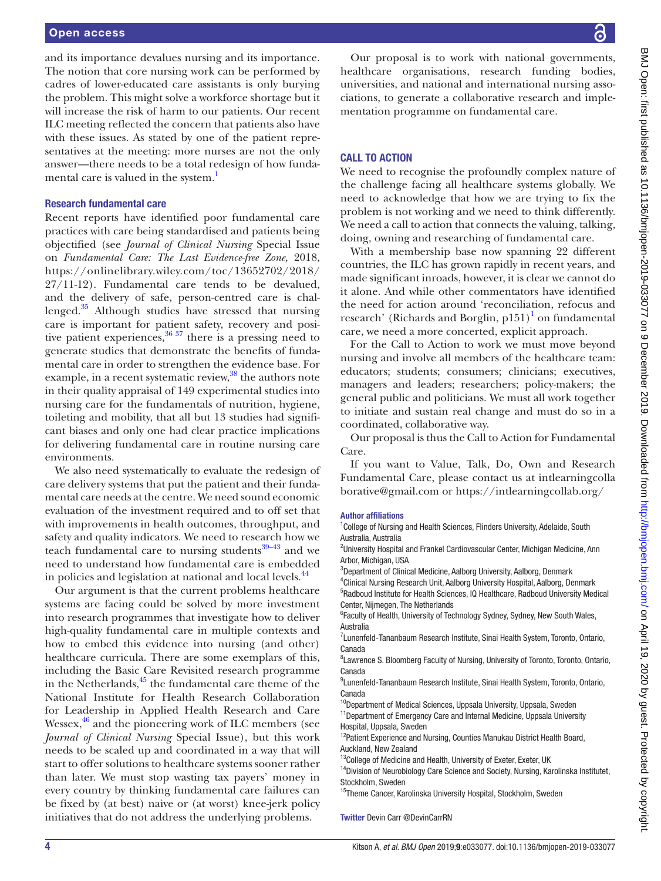and its importance devalues nursing and its importance. The notion that core nursing work can be performed by cadres of lower-educated care assistants is only burying the problem. This might solve a workforce shortage but it will increase the risk of harm to our patients. Our recent ILC meeting reflected the concern that patients also have with these issues. As stated by one of the patient representatives at the meeting: more nurses are not the only answer—there needs to be a total redesign of how fundamental care is valued in the system.[1]

### Research fundamental care

Recent reports have identified poor fundamental care practices with care being standardised and patients being objectified (see *Journal of Clinical Nursing* Special Issue on *Fundamental Care: The Last Evidence-free Zone,* 2018, https://onlinelibrary.wiley.com/toc/13652702/2018/27/11-12). Fundamental care tends to be devalued, and the delivery of safe, person-centred care is challenged.[35] Although studies have stressed that nursing care is important for patient safety, recovery and positive patient experiences,[36 37] there is a pressing need to generate studies that demonstrate the benefits of fundamental care in order to strengthen the evidence base. For example, in a recent systematic review,[38] the authors note in their quality appraisal of 149 experimental studies into nursing care for the fundamentals of nutrition, hygiene, toileting and mobility, that all but 13 studies had significant biases and only one had clear practice implications for delivering fundamental care in routine nursing care environments.

We also need systematically to evaluate the redesign of care delivery systems that put the patient and their fundamental care needs at the centre. We need sound economic evaluation of the investment required and to off set that with improvements in health outcomes, throughput, and safety and quality indicators. We need to research how we teach fundamental care to nursing students[39–43] and we need to understand how fundamental care is embedded in policies and legislation at national and local levels.[44]

Our argument is that the current problems healthcare systems are facing could be solved by more investment into research programmes that investigate how to deliver high-quality fundamental care in multiple contexts and how to embed this evidence into nursing (and other) healthcare curricula. There are some exemplars of this, including the Basic Care Revisited research programme in the Netherlands,[45] the fundamental care theme of the National Institute for Health Research Collaboration for Leadership in Applied Health Research and Care Wessex,[46] and the pioneering work of ILC members (see *Journal of Clinical Nursing* Special Issue), but this work needs to be scaled up and coordinated in a way that will start to offer solutions to healthcare systems sooner rather than later. We must stop wasting tax payers' money in every country by thinking fundamental care failures can be fixed by (at best) naive or (at worst) knee-jerk policy initiatives that do not address the underlying problems.

Our proposal is to work with national governments, healthcare organisations, research funding bodies, universities, and national and international nursing associations, to generate a collaborative research and implementation programme on fundamental care.

## CALL TO ACTION

We need to recognise the profoundly complex nature of the challenge facing all healthcare systems globally. We need to acknowledge that how we are trying to fix the problem is not working and we need to think differently. We need a call to action that connects the valuing, talking, doing, owning and researching of fundamental care.

With a membership base now spanning 22 different countries, the ILC has grown rapidly in recent years, and made significant inroads, however, it is clear we cannot do it alone. And while other commentators have identified the need for action around 'reconciliation, refocus and research' (Richards and Borglin, p151)[1] on fundamental care, we need a more concerted, explicit approach.

For the Call to Action to work we must move beyond nursing and involve all members of the healthcare team: educators; students; consumers; clinicians; executives, managers and leaders; researchers; policy-makers; the general public and politicians. We must all work together to initiate and sustain real change and must do so in a coordinated, collaborative way.

Our proposal is thus the Call to Action for Fundamental Care.

If you want to Value, Talk, Do, Own and Research Fundamental Care, please contact us at intlearningcollaborative@gmail.com or https://intlearningcollab.org/

#### Author affiliations

[1]College of Nursing and Health Sciences, Flinders University, Adelaide, South Australia, Australia
[2]University Hospital and Frankel Cardiovascular Center, Michigan Medicine, Ann Arbor, Michigan, USA
[3]Department of Clinical Medicine, Aalborg University, Aalborg, Denmark
[4]Clinical Nursing Research Unit, Aalborg University Hospital, Aalborg, Denmark
[5]Radboud Institute for Health Sciences, IQ Healthcare, Radboud University Medical Center, Nijmegen, The Netherlands
[6]Faculty of Health, University of Technology Sydney, Sydney, New South Wales, Australia
[7]Lunenfeld-Tananbaum Research Institute, Sinai Health System, Toronto, Ontario, Canada
[8]Lawrence S. Bloomberg Faculty of Nursing, University of Toronto, Toronto, Ontario, Canada
[9]Lunenfeld-Tananbaum Research Institute, Sinai Health System, Toronto, Ontario, Canada
[10]Department of Medical Sciences, Uppsala University, Uppsala, Sweden
[11]Department of Emergency Care and Internal Medicine, Uppsala University Hospital, Uppsala, Sweden
[12]Patient Experience and Nursing, Counties Manukau District Health Board, Auckland, New Zealand
[13]College of Medicine and Health, University of Exeter, Exeter, UK
[14]Division of Neurobiology Care Science and Society, Nursing, Karolinska Institutet, Stockholm, Sweden
[15]Theme Cancer, Karolinska University Hospital, Stockholm, Sweden

**Twitter** Devin Carr @DevinCarrRN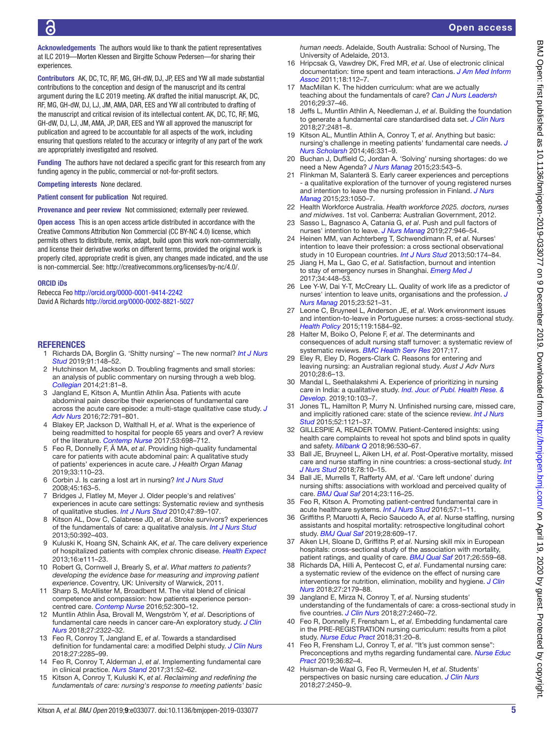**Acknowledgements** The authors would like to thank the patient representatives at ILC 2019—Morten Klessen and Birgitte Schouw Pedersen—for sharing their experiences.

**Contributors** AK, DC, TC, RF, MG, GH-dW, DJ, JP, EES and YW all made substantial contributions to the conception and design of the manuscript and its central argument during the ILC 2019 meeting. AK drafted the initial manuscript. AK, DC, RF, MG, GH-dW, DJ, LJ, JM, AMA, DAR, EES and YW all contributed to drafting of the manuscript and critical revision of its intellectual content. AK, DC, TC, RF, MG, GH-dW, DJ, LJ, JM, AMA, JP, DAR, EES and YW all approved the manuscript for publication and agreed to be accountable for all aspects of the work, including ensuring that questions related to the accuracy or integrity of any part of the work are appropriately investigated and resolved.

**Funding** The authors have not declared a specific grant for this research from any funding agency in the public, commercial or not-for-profit sectors.

**Competing interests** None declared.

**Patient consent for publication** Not required.

**Provenance and peer review** Not commissioned; externally peer reviewed.

**Open access** This is an open access article distributed in accordance with the Creative Commons Attribution Non Commercial (CC BY-NC 4.0) license, which permits others to distribute, remix, adapt, build upon this work non-commercially, and license their derivative works on different terms, provided the original work is properly cited, appropriate credit is given, any changes made indicated, and the use is non-commercial. See: http://creativecommons.org/licenses/by-nc/4.0/.

**ORCID iDs**

Rebecca Feo http://orcid.org/0000-0001-9414-2242
David A Richards http://orcid.org/0000-0002-8821-5027

## REFERENCES

1. Richards DA, Borglin G. 'Shitty nursing' – The new normal? *Int J Nurs Stud* 2019;91:148–52.
2. Hutchinson M, Jackson D. Troubling fragments and small stories: an analysis of public commentary on nursing through a web blog. *Collegian* 2014;21:81–8.
3. Jangland E, Kitson A, Muntlin Athlin Åsa. Patients with acute abdominal pain describe their experiences of fundamental care across the acute care episode: a multi-stage qualitative case study. *J Adv Nurs* 2016;72:791–801.
4. Blakey EP, Jackson D, Walthall H, *et al*. What is the experience of being readmitted to hospital for people 65 years and over? A review of the literature. *Contemp Nurse* 2017;53:698–712.
5. Feo R, Donnelly F, Å MA, *et al*. Providing high-quality fundamental care for patients with acute abdominal pain: A qualitative study of patients' experiences in acute care. *J Health Organ Manag* 2019;33:110–23.
6. Corbin J. Is caring a lost art in nursing? *Int J Nurs Stud* 2008;45:163–5.
7. Bridges J, Flatley M, Meyer J. Older people's and relatives' experiences in acute care settings: Systematic review and synthesis of qualitative studies. *Int J Nurs Stud* 2010;47:89–107.
8. Kitson AL, Dow C, Calabrese JD, *et al*. Stroke survivors? experiences of the fundamentals of care: a qualitative analysis. *Int J Nurs Stud* 2013;50:392–403.
9. Kuluski K, Hoang SN, Schaink AK, *et al*. The care delivery experience of hospitalized patients with complex chronic disease. *Health Expect* 2013;16:e111–23.
10. Robert G, Cornwell J, Brearly S, *et al*. *What matters to patients? developing the evidence base for measuring and improving patient experience*. Coventry, UK: University of Warwick, 2011.
11. Sharp S, McAllister M, Broadbent M. The vital blend of clinical competence and compassion: how patients experience person-centred care. *Contemp Nurse* 2016;52:300–12.
12. Muntlin Athlin Åsa, Brovall M, Wengström Y, *et al*. Descriptions of fundamental care needs in cancer care-An exploratory study. *J Clin Nurs* 2018;27:2322–32.
13. Feo R, Conroy T, Jangland E, *et al*. Towards a standardised definition for fundamental care: a modified Delphi study. *J Clin Nurs* 2018;27:2285–99.
14. Feo R, Conroy T, Alderman J, *et al*. Implementing fundamental care in clinical practice. *Nurs Stand* 2017;31:52–62.
15. Kitson A, Conroy T, Kuluski K, *et al*. *Reclaiming and redefining the fundamentals of care: nursing's response to meeting patients' basic human needs*. Adelaide, South Australia: School of Nursing, The University of Adelaide, 2013.
16. Hripcsak G, Vawdrey DK, Fred MR, *et al*. Use of electronic clinical documentation: time spent and team interactions. *J Am Med Inform Assoc* 2011;18:112–7.
17. MacMillan K. The hidden curriculum: what are we actually teaching about the fundamentals of care? *Can J Nurs Leadersh* 2016;29:37–46.
18. Jeffs L, Muntlin Athlin A, Needleman J, *et al*. Building the foundation to generate a fundamental care standardised data set. *J Clin Nurs* 2018;27:2481–8.
19. Kitson AL, Muntlin Athlin A, Conroy T, *et al*. Anything but basic: nursing's challenge in meeting patients' fundamental care needs. *J Nurs Scholarsh* 2014;46:331–9.
20. Buchan J, Duffield C, Jordan A. 'Solving' nursing shortages: do we need a New Agenda? *J Nurs Manag* 2015;23:543–5.
21. Flinkman M, Salanterä S. Early career experiences and perceptions - a qualitative exploration of the turnover of young registered nurses and intention to leave the nursing profession in Finland. *J Nurs Manag* 2015;23:1050–7.
22. Health Workforce Australia. *Health workforce 2025. doctors, nurses and midwives*. 1st vol. Canberra: Australian Government, 2012.
23. Sasso L, Bagnasco A, Catania G, *et al*. Push and pull factors of nurses' intention to leave. *J Nurs Manag* 2019;27:946–54.
24. Heinen MM, van Achterberg T, Schwendimann R, *et al*. Nurses' intention to leave their profession: a cross sectional observational study in 10 European countries. *Int J Nurs Stud* 2013;50:174–84.
25. Jiang H, Ma L, Gao C, *et al*. Satisfaction, burnout and intention to stay of emergency nurses in Shanghai. *Emerg Med J* 2017;34:448–53.
26. Lee Y-W, Dai Y-T, McCreary LL. Quality of work life as a predictor of nurses' intention to leave units, organisations and the profession. *J Nurs Manag* 2015;23:521–31.
27. Leone C, Bruyneel L, Anderson JE, *et al*. Work environment issues and intention-to-leave in Portuguese nurses: a cross-sectional study. *Health Policy* 2015;119:1584–92.
28. Halter M, Boiko O, Pelone F, *et al*. The determinants and consequences of adult nursing staff turnover: a systematic review of systematic reviews. *BMC Health Serv Res* 2017;17.
29. Eley R, Eley D, Rogers-Clark C. Reasons for entering and leaving nursing: an Australian regional study. *Aust J Adv Nurs* 2010;28:6–13.
30. Mandal L, Seethalakshmi A. Experience of prioritizing in nursing care in India: a qualitative study. *Ind. Jour. of Publ. Health Rese. & Develop.* 2019;10:103–7.
31. Jones TL, Hamilton P, Murry N. Unfinished nursing care, missed care, and implicitly rationed care: state of the science review. *Int J Nurs Stud* 2015;52:1121–37.
32. GILLESPIE A, READER TOMW. Patient-Centered insights: using health care complaints to reveal hot spots and blind spots in quality and safety. *Milbank Q* 2018;96:530–67.
33. Ball JE, Bruyneel L, Aiken LH, *et al*. Post-Operative mortality, missed care and nurse staffing in nine countries: a cross-sectional study. *Int J Nurs Stud* 2018;78:10–15.
34. Ball JE, Murrells T, Rafferty AM, *et al*. 'Care left undone' during nursing shifts: associations with workload and perceived quality of care. *BMJ Qual Saf* 2014;23:116–25.
35. Feo R, Kitson A. Promoting patient-centred fundamental care in acute healthcare systems. *Int J Nurs Stud* 2016;57:1–11.
36. Griffiths P, Maruotti A, Recio Saucedo A, *et al*. Nurse staffing, nursing assistants and hospital mortality: retrospective longitudinal cohort study. *BMJ Qual Saf* 2019;28:609–17.
37. Aiken LH, Sloane D, Griffiths P, *et al*. Nursing skill mix in European hospitals: cross-sectional study of the association with mortality, patient ratings, and quality of care. *BMJ Qual Saf* 2017;26:559–68.
38. Richards DA, Hilli A, Pentecost C, *et al*. Fundamental nursing care: a systematic review of the evidence on the effect of nursing care interventions for nutrition, elimination, mobility and hygiene. *J Clin Nurs* 2018;27:2179–88.
39. Jangland E, Mirza N, Conroy T, *et al*. Nursing students' understanding of the fundamentals of care: a cross-sectional study in five countries. *J Clin Nurs* 2018;27:2460–72.
40. Feo R, Donnelly F, Frensham L, *et al*. Embedding fundamental care in the PRE-REGISTRATION nursing curriculum: results from a pilot study. *Nurse Educ Pract* 2018;31:20–8.
41. Feo R, Frensham LJ, Conroy T, *et al*. "It's just common sense": Preconceptions and myths regarding fundamental care. *Nurse Educ Pract* 2019;36:82–4.
42. Huisman-de Waal G, Feo R, Vermeulen H, *et al*. Students' perspectives on basic nursing care education. *J Clin Nurs* 2018;27:2450–9.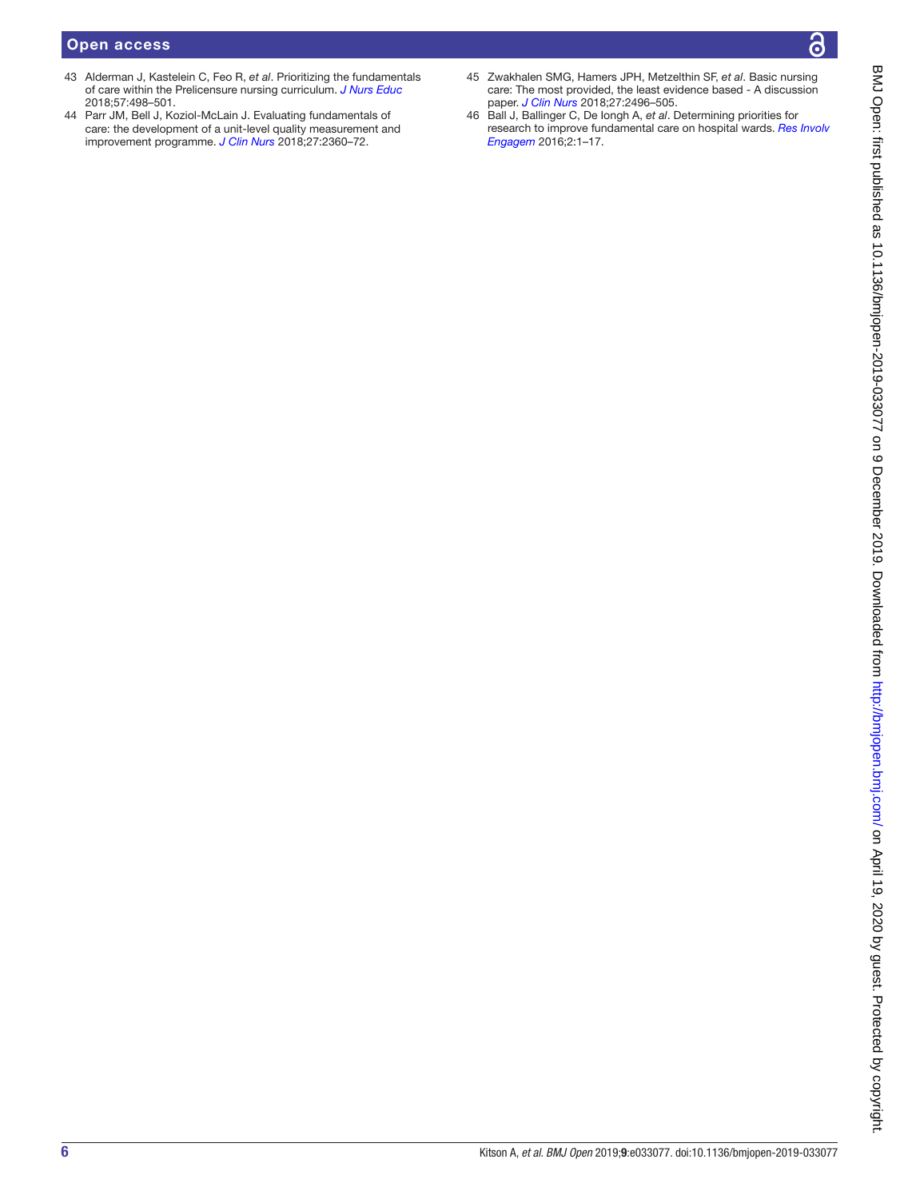43 Alderman J, Kastelein C, Feo R, *et al*. Prioritizing the fundamentals of care within the Prelicensure nursing curriculum. *J Nurs Educ* 2018;57:498–501.

44 Parr JM, Bell J, Koziol-McLain J. Evaluating fundamentals of care: the development of a unit-level quality measurement and improvement programme. *J Clin Nurs* 2018;27:2360–72.

45 Zwakhalen SMG, Hamers JPH, Metzelthin SF, *et al*. Basic nursing care: The most provided, the least evidence based - A discussion paper. *J Clin Nurs* 2018;27:2496–505.

46 Ball J, Ballinger C, De Iongh A, *et al*. Determining priorities for research to improve fundamental care on hospital wards. *Res Involv Engagem* 2016;2:1–17.